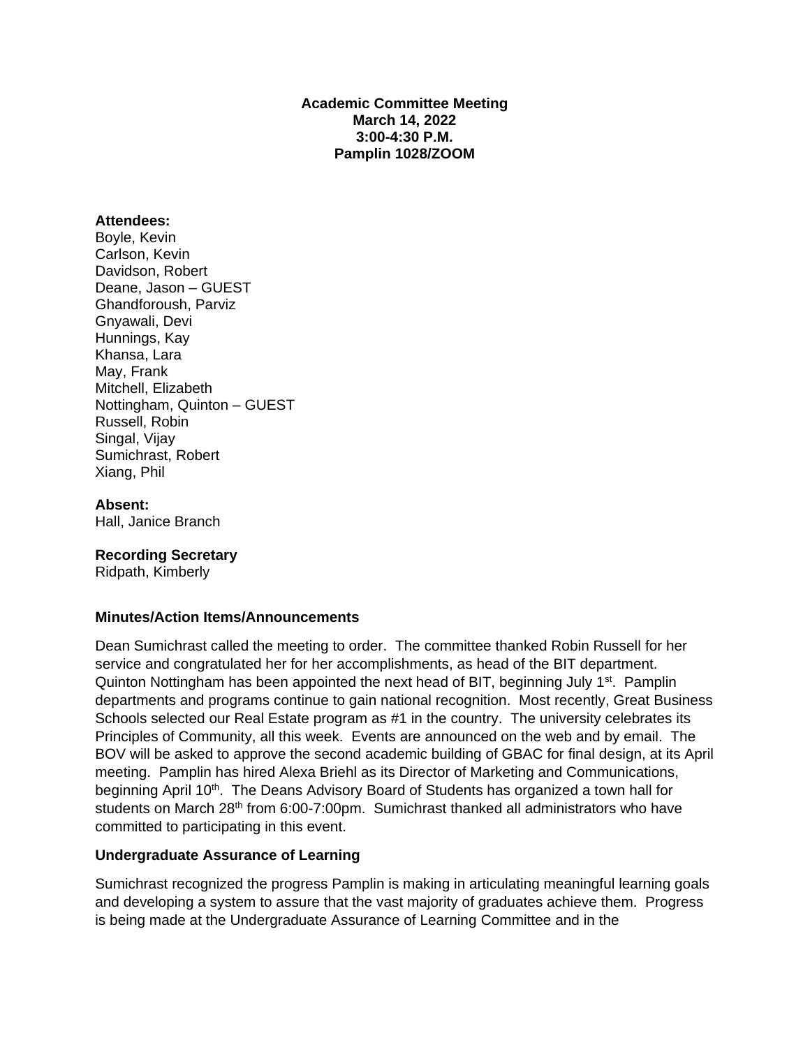**Academic Committee Meeting**
**March 14, 2022**
**3:00-4:30 P.M.**
**Pamplin 1028/ZOOM**

**Attendees:**
Boyle, Kevin
Carlson, Kevin
Davidson, Robert
Deane, Jason – GUEST
Ghandforoush, Parviz
Gnyawali, Devi
Hunnings, Kay
Khansa, Lara
May, Frank
Mitchell, Elizabeth
Nottingham, Quinton – GUEST
Russell, Robin
Singal, Vijay
Sumichrast, Robert
Xiang, Phil

**Absent:**
Hall, Janice Branch

**Recording Secretary**
Ridpath, Kimberly

**Minutes/Action Items/Announcements**

Dean Sumichrast called the meeting to order. The committee thanked Robin Russell for her service and congratulated her for her accomplishments, as head of the BIT department. Quinton Nottingham has been appointed the next head of BIT, beginning July 1st. Pamplin departments and programs continue to gain national recognition. Most recently, Great Business Schools selected our Real Estate program as #1 in the country. The university celebrates its Principles of Community, all this week. Events are announced on the web and by email. The BOV will be asked to approve the second academic building of GBAC for final design, at its April meeting. Pamplin has hired Alexa Briehl as its Director of Marketing and Communications, beginning April 10th. The Deans Advisory Board of Students has organized a town hall for students on March 28th from 6:00-7:00pm. Sumichrast thanked all administrators who have committed to participating in this event.

**Undergraduate Assurance of Learning**

Sumichrast recognized the progress Pamplin is making in articulating meaningful learning goals and developing a system to assure that the vast majority of graduates achieve them. Progress is being made at the Undergraduate Assurance of Learning Committee and in the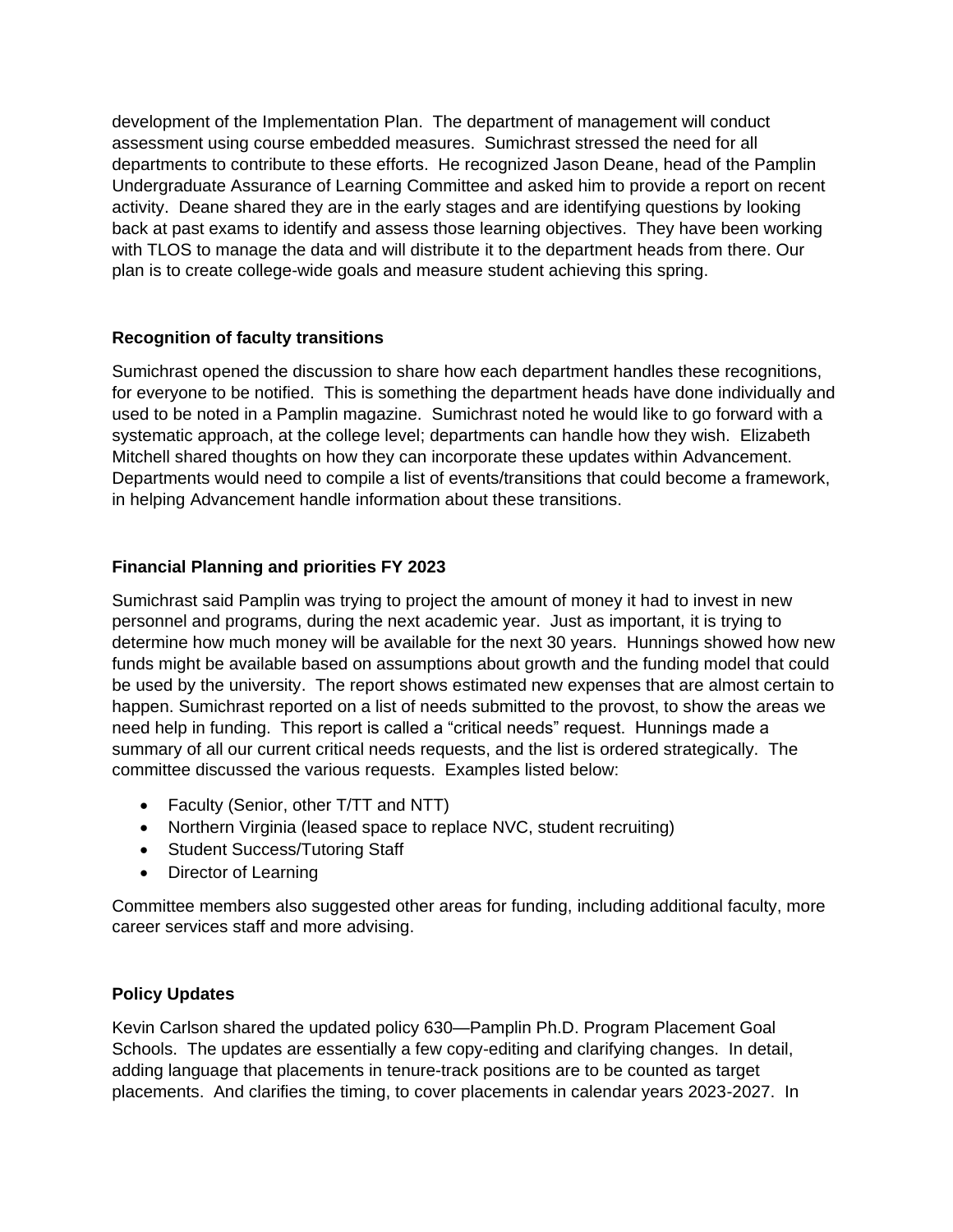development of the Implementation Plan. The department of management will conduct assessment using course embedded measures. Sumichrast stressed the need for all departments to contribute to these efforts. He recognized Jason Deane, head of the Pamplin Undergraduate Assurance of Learning Committee and asked him to provide a report on recent activity. Deane shared they are in the early stages and are identifying questions by looking back at past exams to identify and assess those learning objectives. They have been working with TLOS to manage the data and will distribute it to the department heads from there. Our plan is to create college-wide goals and measure student achieving this spring.

**Recognition of faculty transitions**

Sumichrast opened the discussion to share how each department handles these recognitions, for everyone to be notified. This is something the department heads have done individually and used to be noted in a Pamplin magazine. Sumichrast noted he would like to go forward with a systematic approach, at the college level; departments can handle how they wish. Elizabeth Mitchell shared thoughts on how they can incorporate these updates within Advancement. Departments would need to compile a list of events/transitions that could become a framework, in helping Advancement handle information about these transitions.

**Financial Planning and priorities FY 2023**

Sumichrast said Pamplin was trying to project the amount of money it had to invest in new personnel and programs, during the next academic year. Just as important, it is trying to determine how much money will be available for the next 30 years. Hunnings showed how new funds might be available based on assumptions about growth and the funding model that could be used by the university. The report shows estimated new expenses that are almost certain to happen. Sumichrast reported on a list of needs submitted to the provost, to show the areas we need help in funding. This report is called a "critical needs" request. Hunnings made a summary of all our current critical needs requests, and the list is ordered strategically. The committee discussed the various requests. Examples listed below:

- Faculty (Senior, other T/TT and NTT)
- Northern Virginia (leased space to replace NVC, student recruiting)
- Student Success/Tutoring Staff
- Director of Learning

Committee members also suggested other areas for funding, including additional faculty, more career services staff and more advising.

**Policy Updates**

Kevin Carlson shared the updated policy 630—Pamplin Ph.D. Program Placement Goal Schools. The updates are essentially a few copy-editing and clarifying changes. In detail, adding language that placements in tenure-track positions are to be counted as target placements. And clarifies the timing, to cover placements in calendar years 2023-2027. In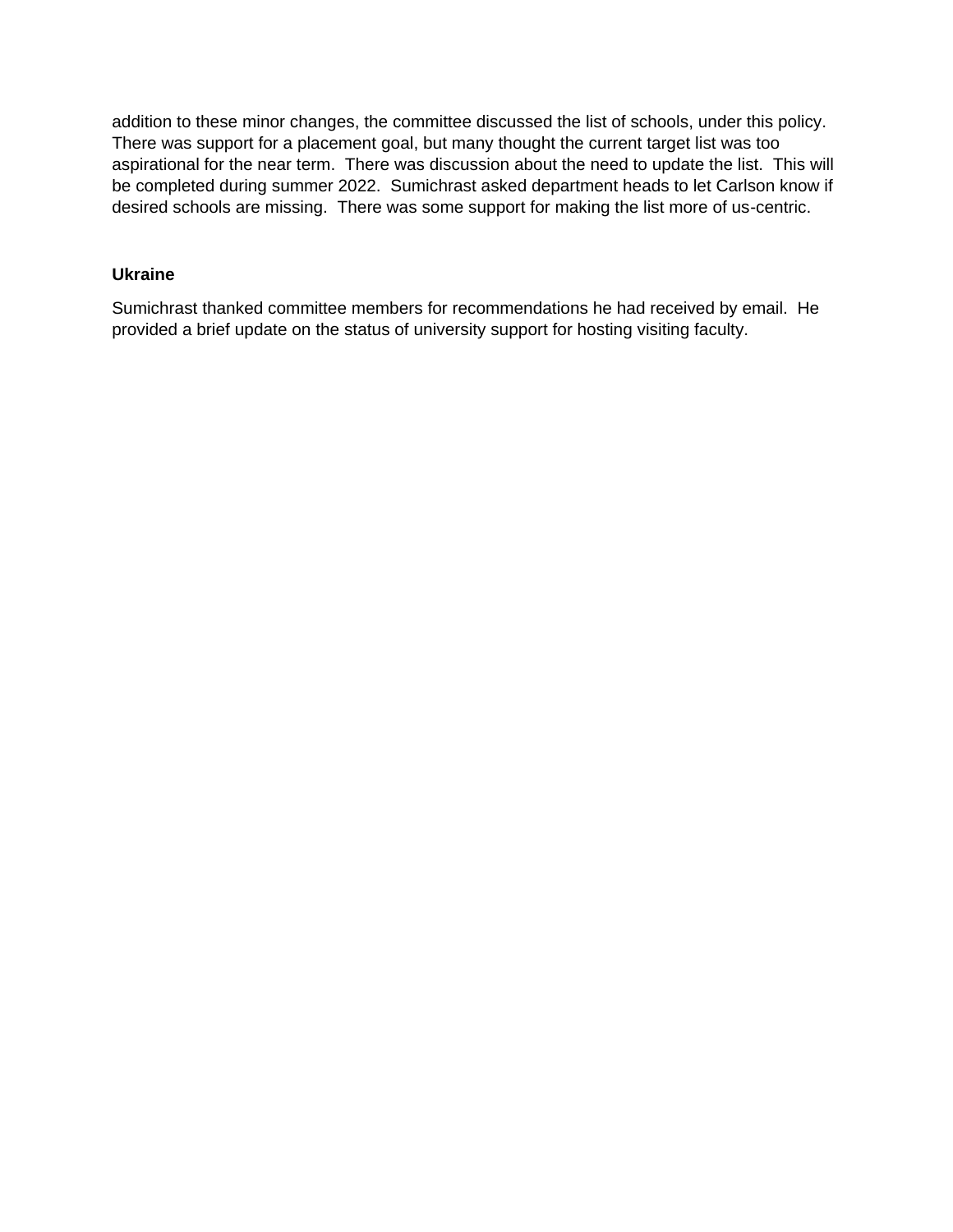addition to these minor changes, the committee discussed the list of schools, under this policy. There was support for a placement goal, but many thought the current target list was too aspirational for the near term. There was discussion about the need to update the list. This will be completed during summer 2022. Sumichrast asked department heads to let Carlson know if desired schools are missing. There was some support for making the list more of us-centric.

**Ukraine**

Sumichrast thanked committee members for recommendations he had received by email. He provided a brief update on the status of university support for hosting visiting faculty.